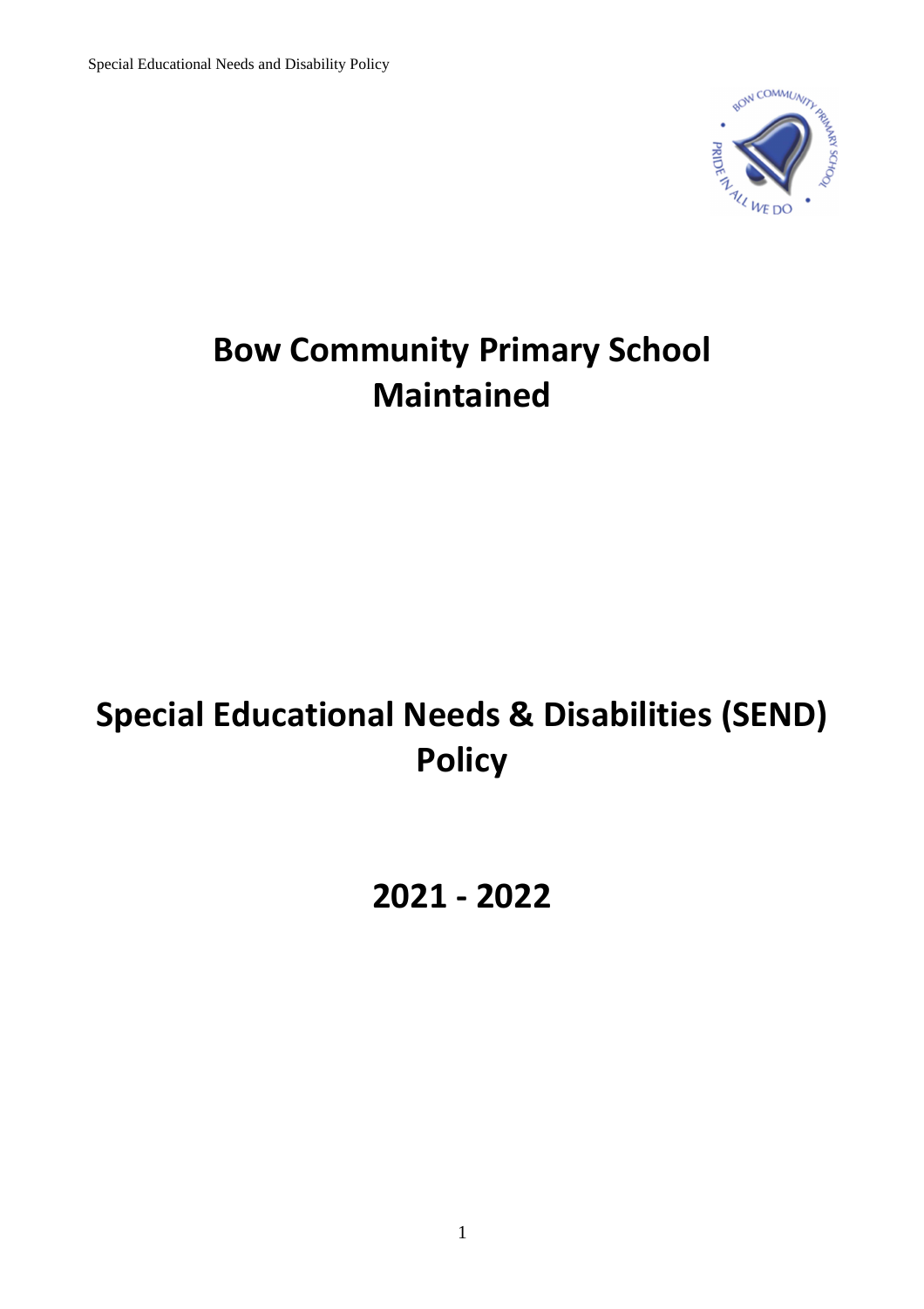# Bow Community Primary School
# Maintained

# Special Educational Needs & Disabilities (SEND) Policy

# 2021 - 2022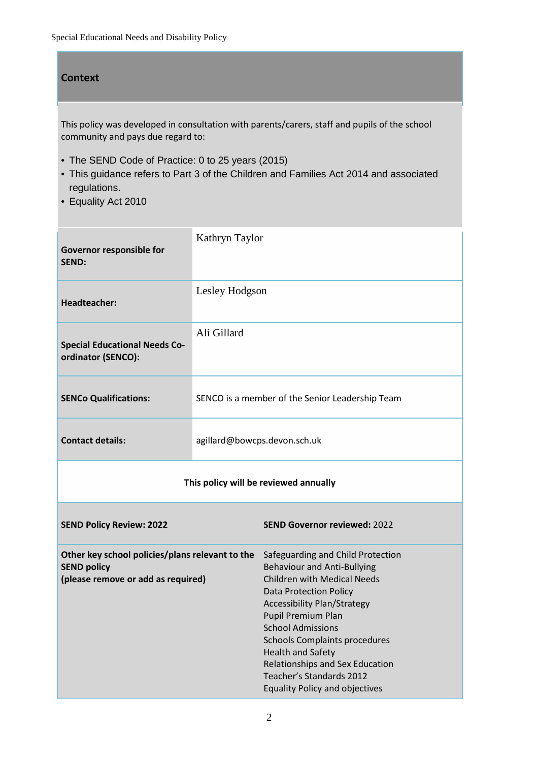## Context

This policy was developed in consultation with parents/carers, staff and pupils of the school community and pays due regard to:

- The SEND Code of Practice: 0 to 25 years (2015)
- This guidance refers to Part 3 of the Children and Families Act 2014 and associated regulations.
- Equality Act 2010

| | |
|---|---|
| **Governor responsible for SEND:** | Kathryn Taylor |
| **Headteacher:** | Lesley Hodgson |
| **Special Educational Needs Co-ordinator (SENCO):** | Ali Gillard |
| **SENCo Qualifications:** | SENCO is a member of the Senior Leadership Team |
| **Contact details:** | agillard@bowcps.devon.sch.uk |

**This policy will be reviewed annually**

| | |
|---|---|
| **SEND Policy Review: 2022** | **SEND Governor reviewed:** 2022 |
| **Other key school policies/plans relevant to the SEND policy (please remove or add as required)** | Safeguarding and Child Protection<br>Behaviour and Anti-Bullying<br>Children with Medical Needs<br>Data Protection Policy<br>Accessibility Plan/Strategy<br>Pupil Premium Plan<br>School Admissions<br>Schools Complaints procedures<br>Health and Safety<br>Relationships and Sex Education<br>Teacher's Standards 2012<br>Equality Policy and objectives |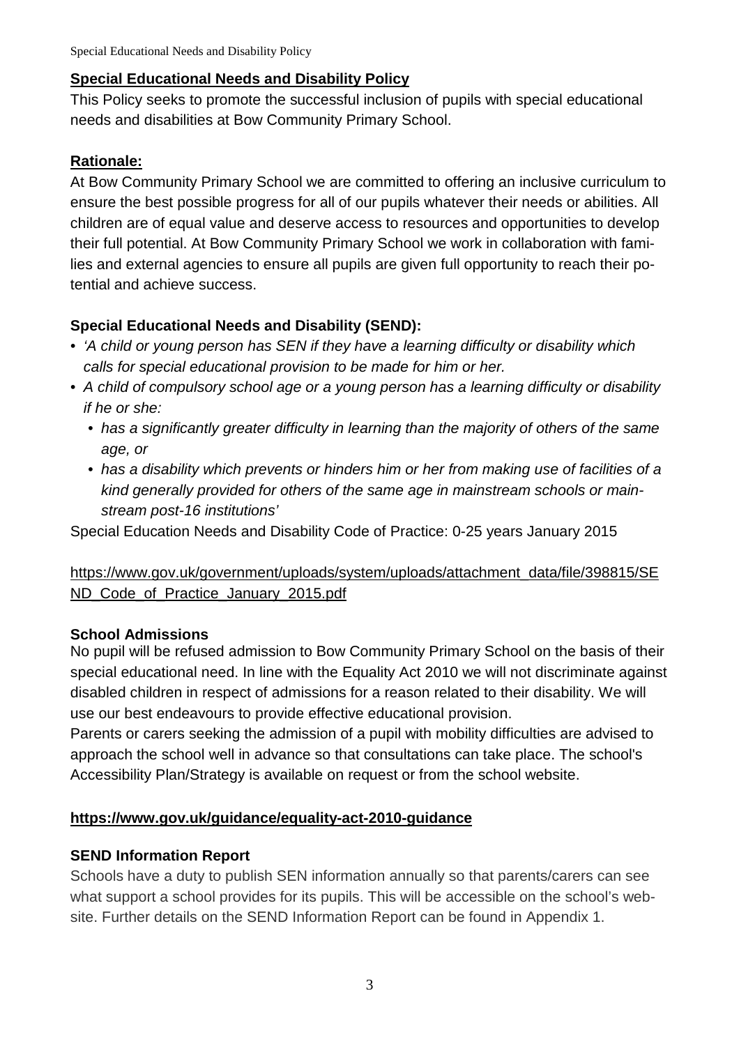## **Special Educational Needs and Disability Policy**

This Policy seeks to promote the successful inclusion of pupils with special educational needs and disabilities at Bow Community Primary School.

## **Rationale:**

At Bow Community Primary School we are committed to offering an inclusive curriculum to ensure the best possible progress for all of our pupils whatever their needs or abilities. All children are of equal value and deserve access to resources and opportunities to develop their full potential. At Bow Community Primary School we work in collaboration with families and external agencies to ensure all pupils are given full opportunity to reach their potential and achieve success.

### **Special Educational Needs and Disability (SEND):**

- *'A child or young person has SEN if they have a learning difficulty or disability which calls for special educational provision to be made for him or her.*
- *A child of compulsory school age or a young person has a learning difficulty or disability if he or she:*
  - *has a significantly greater difficulty in learning than the majority of others of the same age, or*
  - *has a disability which prevents or hinders him or her from making use of facilities of a kind generally provided for others of the same age in mainstream schools or mainstream post-16 institutions'*

Special Education Needs and Disability Code of Practice: 0-25 years January 2015

https://www.gov.uk/government/uploads/system/uploads/attachment_data/file/398815/SEND_Code_of_Practice_January_2015.pdf

### **School Admissions**

No pupil will be refused admission to Bow Community Primary School on the basis of their special educational need. In line with the Equality Act 2010 we will not discriminate against disabled children in respect of admissions for a reason related to their disability. We will use our best endeavours to provide effective educational provision.

Parents or carers seeking the admission of a pupil with mobility difficulties are advised to approach the school well in advance so that consultations can take place. The school's Accessibility Plan/Strategy is available on request or from the school website.

**https://www.gov.uk/guidance/equality-act-2010-guidance**

### **SEND Information Report**

Schools have a duty to publish SEN information annually so that parents/carers can see what support a school provides for its pupils. This will be accessible on the school's website. Further details on the SEND Information Report can be found in Appendix 1.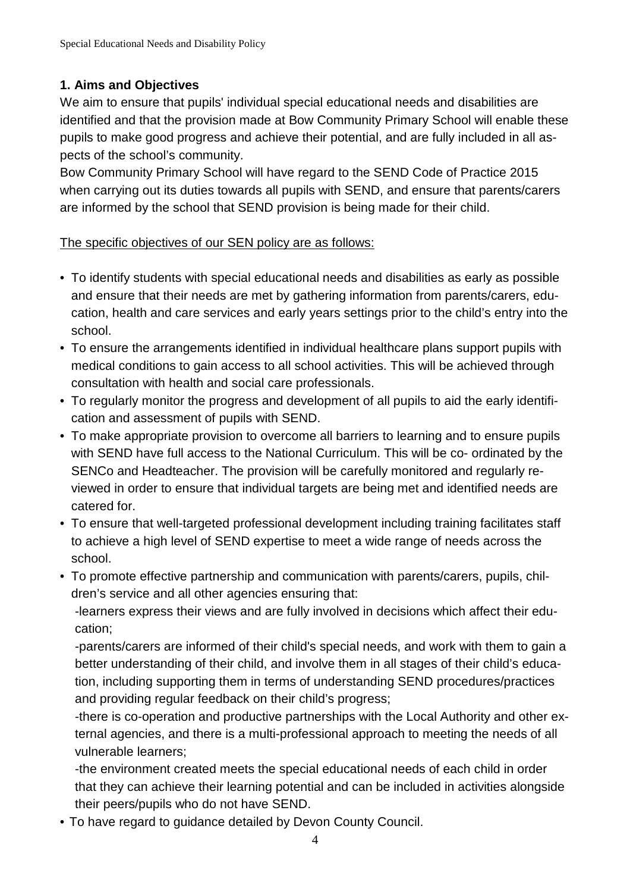## 1. Aims and Objectives

We aim to ensure that pupils' individual special educational needs and disabilities are identified and that the provision made at Bow Community Primary School will enable these pupils to make good progress and achieve their potential, and are fully included in all aspects of the school's community.

Bow Community Primary School will have regard to the SEND Code of Practice 2015 when carrying out its duties towards all pupils with SEND, and ensure that parents/carers are informed by the school that SEND provision is being made for their child.

<u>The specific objectives of our SEN policy are as follows:</u>

- To identify students with special educational needs and disabilities as early as possible and ensure that their needs are met by gathering information from parents/carers, education, health and care services and early years settings prior to the child's entry into the school.
- To ensure the arrangements identified in individual healthcare plans support pupils with medical conditions to gain access to all school activities. This will be achieved through consultation with health and social care professionals.
- To regularly monitor the progress and development of all pupils to aid the early identification and assessment of pupils with SEND.
- To make appropriate provision to overcome all barriers to learning and to ensure pupils with SEND have full access to the National Curriculum. This will be co- ordinated by the SENCo and Headteacher. The provision will be carefully monitored and regularly reviewed in order to ensure that individual targets are being met and identified needs are catered for.
- To ensure that well-targeted professional development including training facilitates staff to achieve a high level of SEND expertise to meet a wide range of needs across the school.
- To promote effective partnership and communication with parents/carers, pupils, children's service and all other agencies ensuring that:
  -learners express their views and are fully involved in decisions which affect their education;
  -parents/carers are informed of their child's special needs, and work with them to gain a better understanding of their child, and involve them in all stages of their child's education, including supporting them in terms of understanding SEND procedures/practices and providing regular feedback on their child's progress;
  -there is co-operation and productive partnerships with the Local Authority and other external agencies, and there is a multi-professional approach to meeting the needs of all vulnerable learners;
  -the environment created meets the special educational needs of each child in order that they can achieve their learning potential and can be included in activities alongside their peers/pupils who do not have SEND.
- To have regard to guidance detailed by Devon County Council.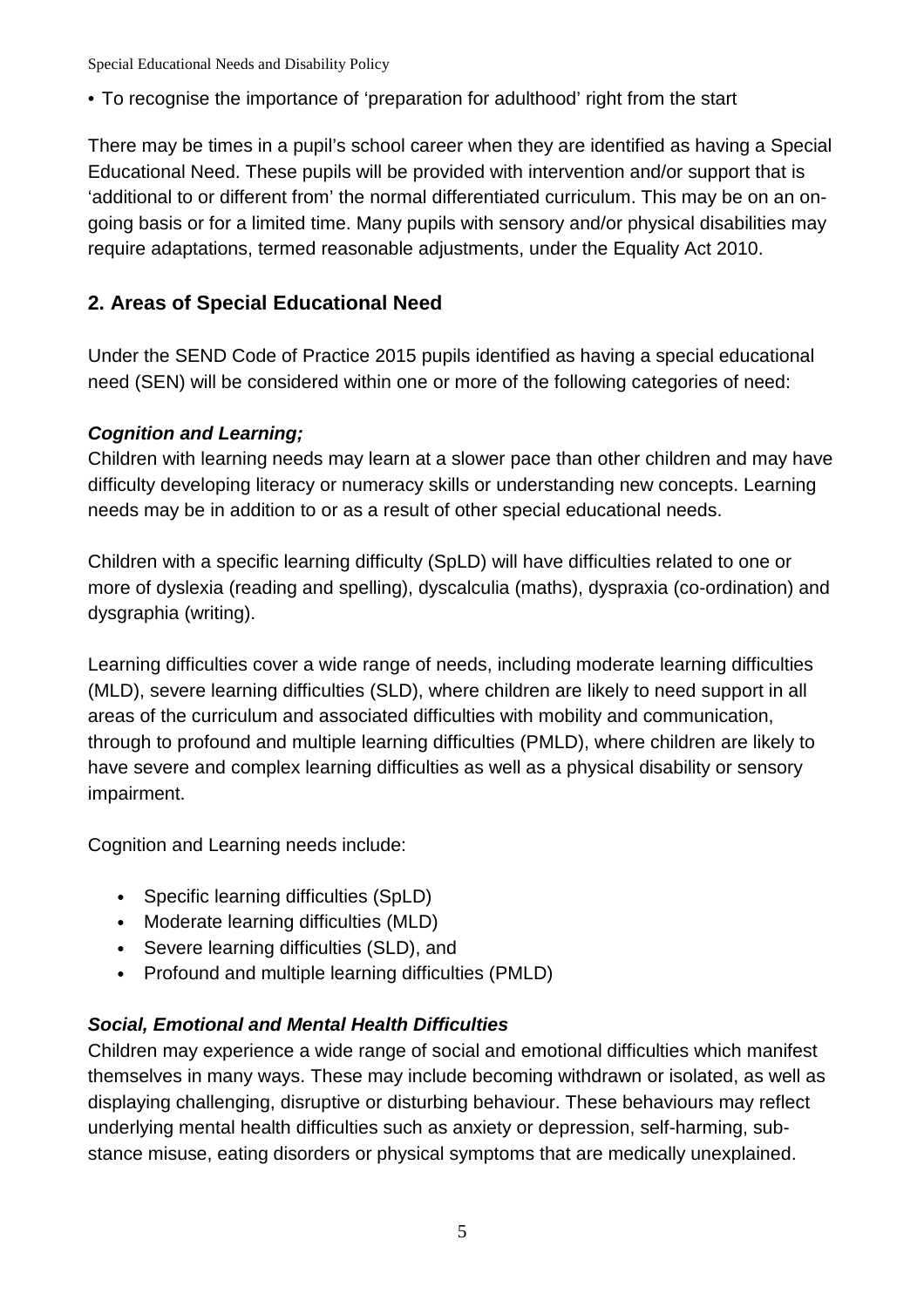- To recognise the importance of 'preparation for adulthood' right from the start

There may be times in a pupil's school career when they are identified as having a Special Educational Need. These pupils will be provided with intervention and/or support that is 'additional to or different from' the normal differentiated curriculum. This may be on an on-going basis or for a limited time. Many pupils with sensory and/or physical disabilities may require adaptations, termed reasonable adjustments, under the Equality Act 2010.

## 2. Areas of Special Educational Need

Under the SEND Code of Practice 2015 pupils identified as having a special educational need (SEN) will be considered within one or more of the following categories of need:

***Cognition and Learning;***

Children with learning needs may learn at a slower pace than other children and may have difficulty developing literacy or numeracy skills or understanding new concepts. Learning needs may be in addition to or as a result of other special educational needs.

Children with a specific learning difficulty (SpLD) will have difficulties related to one or more of dyslexia (reading and spelling), dyscalculia (maths), dyspraxia (co-ordination) and dysgraphia (writing).

Learning difficulties cover a wide range of needs, including moderate learning difficulties (MLD), severe learning difficulties (SLD), where children are likely to need support in all areas of the curriculum and associated difficulties with mobility and communication, through to profound and multiple learning difficulties (PMLD), where children are likely to have severe and complex learning difficulties as well as a physical disability or sensory impairment.

Cognition and Learning needs include:

- Specific learning difficulties (SpLD)
- Moderate learning difficulties (MLD)
- Severe learning difficulties (SLD), and
- Profound and multiple learning difficulties (PMLD)

***Social, Emotional and Mental Health Difficulties***

Children may experience a wide range of social and emotional difficulties which manifest themselves in many ways. These may include becoming withdrawn or isolated, as well as displaying challenging, disruptive or disturbing behaviour. These behaviours may reflect underlying mental health difficulties such as anxiety or depression, self-harming, substance misuse, eating disorders or physical symptoms that are medically unexplained.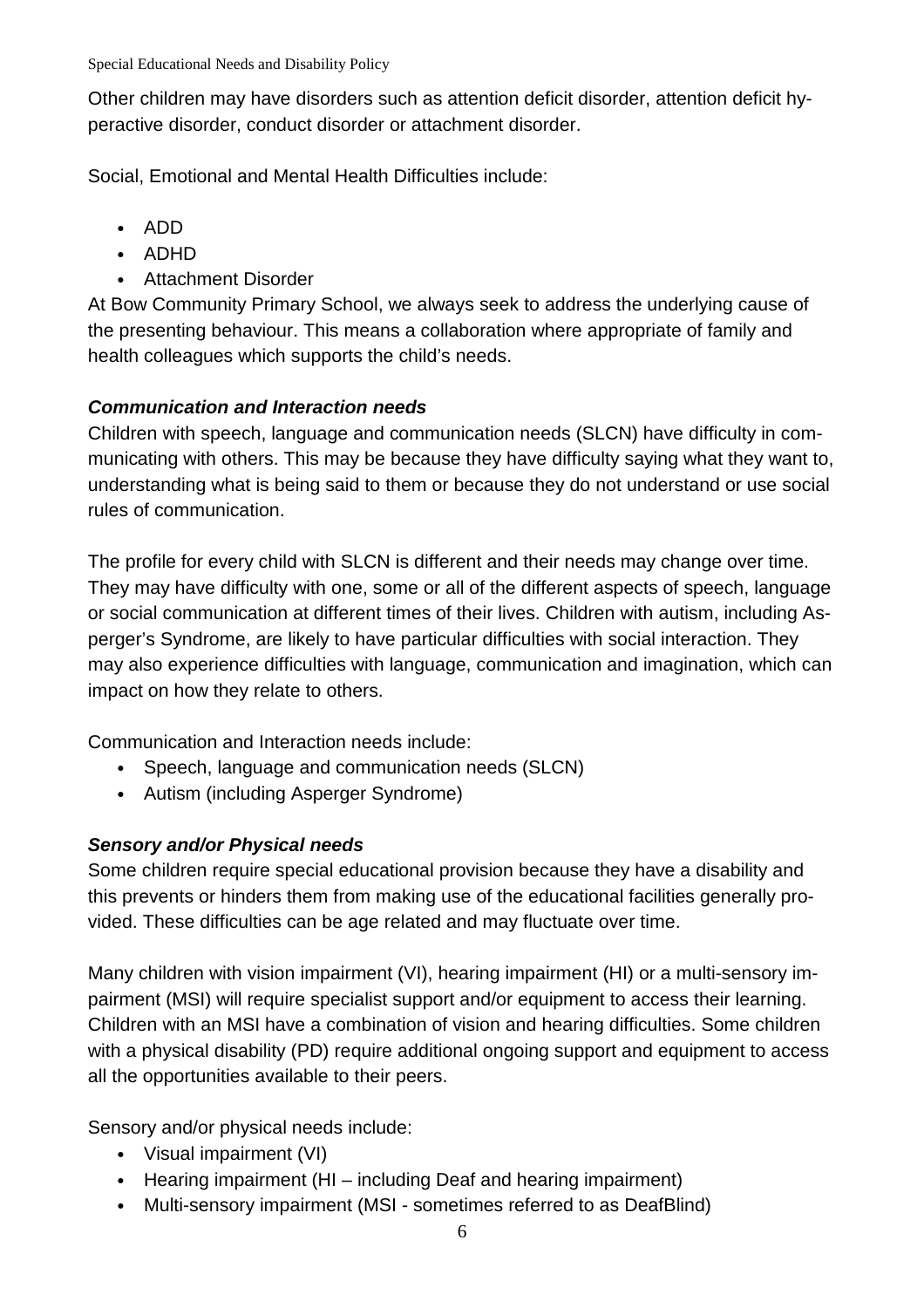Other children may have disorders such as attention deficit disorder, attention deficit hyperactive disorder, conduct disorder or attachment disorder.

Social, Emotional and Mental Health Difficulties include:

- ADD
- ADHD
- Attachment Disorder

At Bow Community Primary School, we always seek to address the underlying cause of the presenting behaviour. This means a collaboration where appropriate of family and health colleagues which supports the child's needs.

***Communication and Interaction needs***

Children with speech, language and communication needs (SLCN) have difficulty in communicating with others. This may be because they have difficulty saying what they want to, understanding what is being said to them or because they do not understand or use social rules of communication.

The profile for every child with SLCN is different and their needs may change over time. They may have difficulty with one, some or all of the different aspects of speech, language or social communication at different times of their lives. Children with autism, including Asperger's Syndrome, are likely to have particular difficulties with social interaction. They may also experience difficulties with language, communication and imagination, which can impact on how they relate to others.

Communication and Interaction needs include:

- Speech, language and communication needs (SLCN)
- Autism (including Asperger Syndrome)

***Sensory and/or Physical needs***

Some children require special educational provision because they have a disability and this prevents or hinders them from making use of the educational facilities generally provided. These difficulties can be age related and may fluctuate over time.

Many children with vision impairment (VI), hearing impairment (HI) or a multi-sensory impairment (MSI) will require specialist support and/or equipment to access their learning. Children with an MSI have a combination of vision and hearing difficulties. Some children with a physical disability (PD) require additional ongoing support and equipment to access all the opportunities available to their peers.

Sensory and/or physical needs include:

- Visual impairment (VI)
- Hearing impairment (HI – including Deaf and hearing impairment)
- Multi-sensory impairment (MSI - sometimes referred to as DeafBlind)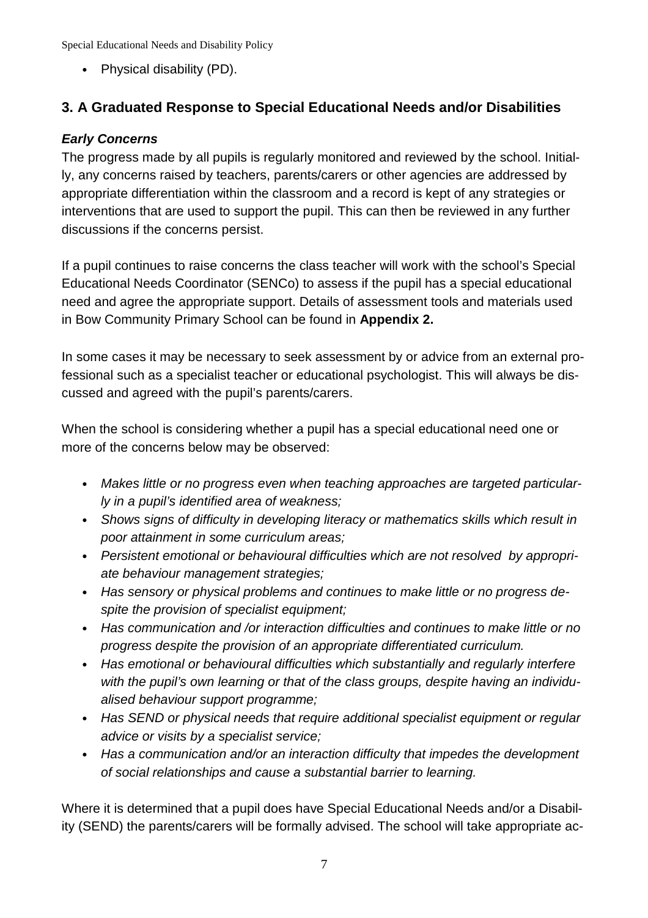- Physical disability (PD).

## 3. A Graduated Response to Special Educational Needs and/or Disabilities

### *Early Concerns*

The progress made by all pupils is regularly monitored and reviewed by the school. Initially, any concerns raised by teachers, parents/carers or other agencies are addressed by appropriate differentiation within the classroom and a record is kept of any strategies or interventions that are used to support the pupil. This can then be reviewed in any further discussions if the concerns persist.

If a pupil continues to raise concerns the class teacher will work with the school's Special Educational Needs Coordinator (SENCo) to assess if the pupil has a special educational need and agree the appropriate support. Details of assessment tools and materials used in Bow Community Primary School can be found in **Appendix 2.**

In some cases it may be necessary to seek assessment by or advice from an external professional such as a specialist teacher or educational psychologist. This will always be discussed and agreed with the pupil's parents/carers.

When the school is considering whether a pupil has a special educational need one or more of the concerns below may be observed:

- *Makes little or no progress even when teaching approaches are targeted particularly in a pupil's identified area of weakness;*
- *Shows signs of difficulty in developing literacy or mathematics skills which result in poor attainment in some curriculum areas;*
- *Persistent emotional or behavioural difficulties which are not resolved by appropriate behaviour management strategies;*
- *Has sensory or physical problems and continues to make little or no progress despite the provision of specialist equipment;*
- *Has communication and /or interaction difficulties and continues to make little or no progress despite the provision of an appropriate differentiated curriculum.*
- *Has emotional or behavioural difficulties which substantially and regularly interfere with the pupil's own learning or that of the class groups, despite having an individualised behaviour support programme;*
- *Has SEND or physical needs that require additional specialist equipment or regular advice or visits by a specialist service;*
- *Has a communication and/or an interaction difficulty that impedes the development of social relationships and cause a substantial barrier to learning.*

Where it is determined that a pupil does have Special Educational Needs and/or a Disability (SEND) the parents/carers will be formally advised. The school will take appropriate ac-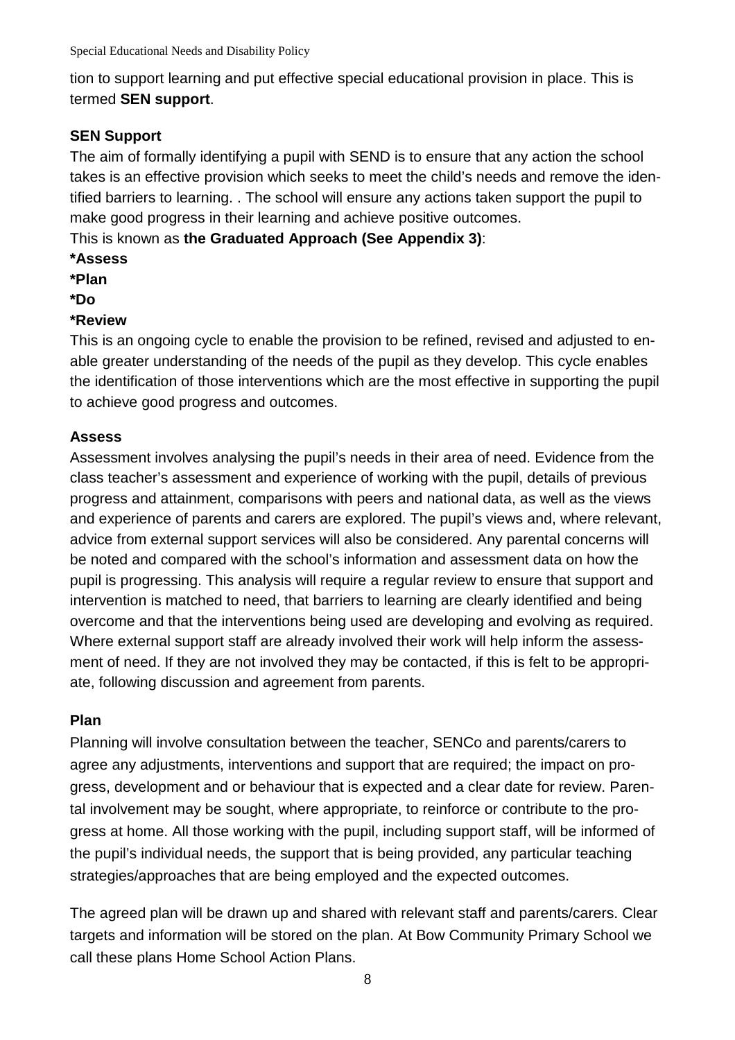tion to support learning and put effective special educational provision in place. This is termed **SEN support**.

**SEN Support**

The aim of formally identifying a pupil with SEND is to ensure that any action the school takes is an effective provision which seeks to meet the child's needs and remove the identified barriers to learning. . The school will ensure any actions taken support the pupil to make good progress in their learning and achieve positive outcomes.

This is known as **the Graduated Approach (See Appendix 3)**:

**\*Assess**

**\*Plan**

**\*Do**

**\*Review**

This is an ongoing cycle to enable the provision to be refined, revised and adjusted to enable greater understanding of the needs of the pupil as they develop. This cycle enables the identification of those interventions which are the most effective in supporting the pupil to achieve good progress and outcomes.

**Assess**

Assessment involves analysing the pupil's needs in their area of need. Evidence from the class teacher's assessment and experience of working with the pupil, details of previous progress and attainment, comparisons with peers and national data, as well as the views and experience of parents and carers are explored. The pupil's views and, where relevant, advice from external support services will also be considered. Any parental concerns will be noted and compared with the school's information and assessment data on how the pupil is progressing. This analysis will require a regular review to ensure that support and intervention is matched to need, that barriers to learning are clearly identified and being overcome and that the interventions being used are developing and evolving as required. Where external support staff are already involved their work will help inform the assessment of need. If they are not involved they may be contacted, if this is felt to be appropriate, following discussion and agreement from parents.

**Plan**

Planning will involve consultation between the teacher, SENCo and parents/carers to agree any adjustments, interventions and support that are required; the impact on progress, development and or behaviour that is expected and a clear date for review. Parental involvement may be sought, where appropriate, to reinforce or contribute to the progress at home. All those working with the pupil, including support staff, will be informed of the pupil's individual needs, the support that is being provided, any particular teaching strategies/approaches that are being employed and the expected outcomes.

The agreed plan will be drawn up and shared with relevant staff and parents/carers. Clear targets and information will be stored on the plan. At Bow Community Primary School we call these plans Home School Action Plans.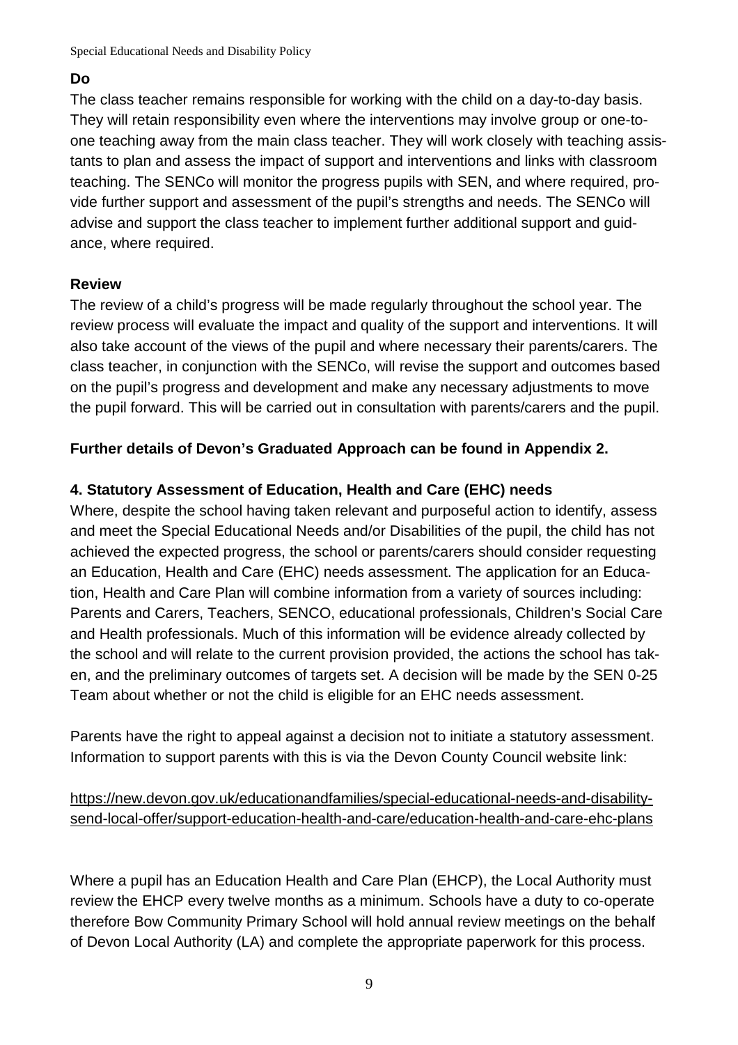**Do**

The class teacher remains responsible for working with the child on a day-to-day basis. They will retain responsibility even where the interventions may involve group or one-to-one teaching away from the main class teacher. They will work closely with teaching assistants to plan and assess the impact of support and interventions and links with classroom teaching. The SENCo will monitor the progress pupils with SEN, and where required, provide further support and assessment of the pupil's strengths and needs. The SENCo will advise and support the class teacher to implement further additional support and guidance, where required.

**Review**

The review of a child's progress will be made regularly throughout the school year. The review process will evaluate the impact and quality of the support and interventions. It will also take account of the views of the pupil and where necessary their parents/carers. The class teacher, in conjunction with the SENCo, will revise the support and outcomes based on the pupil's progress and development and make any necessary adjustments to move the pupil forward. This will be carried out in consultation with parents/carers and the pupil.

**Further details of Devon's Graduated Approach can be found in Appendix 2.**

## 4. Statutory Assessment of Education, Health and Care (EHC) needs

Where, despite the school having taken relevant and purposeful action to identify, assess and meet the Special Educational Needs and/or Disabilities of the pupil, the child has not achieved the expected progress, the school or parents/carers should consider requesting an Education, Health and Care (EHC) needs assessment. The application for an Education, Health and Care Plan will combine information from a variety of sources including: Parents and Carers, Teachers, SENCO, educational professionals, Children's Social Care and Health professionals. Much of this information will be evidence already collected by the school and will relate to the current provision provided, the actions the school has taken, and the preliminary outcomes of targets set. A decision will be made by the SEN 0-25 Team about whether or not the child is eligible for an EHC needs assessment.

Parents have the right to appeal against a decision not to initiate a statutory assessment. Information to support parents with this is via the Devon County Council website link:

https://new.devon.gov.uk/educationandfamilies/special-educational-needs-and-disability-send-local-offer/support-education-health-and-care/education-health-and-care-ehc-plans

Where a pupil has an Education Health and Care Plan (EHCP), the Local Authority must review the EHCP every twelve months as a minimum. Schools have a duty to co-operate therefore Bow Community Primary School will hold annual review meetings on the behalf of Devon Local Authority (LA) and complete the appropriate paperwork for this process.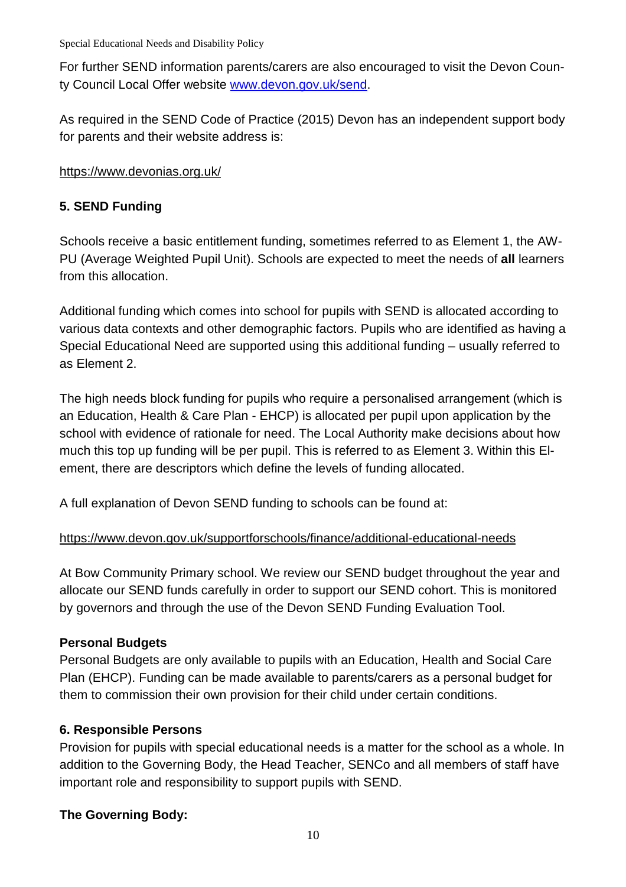For further SEND information parents/carers are also encouraged to visit the Devon County Council Local Offer website [www.devon.gov.uk/send](www.devon.gov.uk/send).

As required in the SEND Code of Practice (2015) Devon has an independent support body for parents and their website address is:

https://www.devonias.org.uk/

## 5. SEND Funding

Schools receive a basic entitlement funding, sometimes referred to as Element 1, the AWPU (Average Weighted Pupil Unit). Schools are expected to meet the needs of **all** learners from this allocation.

Additional funding which comes into school for pupils with SEND is allocated according to various data contexts and other demographic factors. Pupils who are identified as having a Special Educational Need are supported using this additional funding – usually referred to as Element 2.

The high needs block funding for pupils who require a personalised arrangement (which is an Education, Health & Care Plan - EHCP) is allocated per pupil upon application by the school with evidence of rationale for need. The Local Authority make decisions about how much this top up funding will be per pupil. This is referred to as Element 3. Within this Element, there are descriptors which define the levels of funding allocated.

A full explanation of Devon SEND funding to schools can be found at:

https://www.devon.gov.uk/supportforschools/finance/additional-educational-needs

At Bow Community Primary school. We review our SEND budget throughout the year and allocate our SEND funds carefully in order to support our SEND cohort. This is monitored by governors and through the use of the Devon SEND Funding Evaluation Tool.

### Personal Budgets

Personal Budgets are only available to pupils with an Education, Health and Social Care Plan (EHCP). Funding can be made available to parents/carers as a personal budget for them to commission their own provision for their child under certain conditions.

## 6. Responsible Persons

Provision for pupils with special educational needs is a matter for the school as a whole. In addition to the Governing Body, the Head Teacher, SENCo and all members of staff have important role and responsibility to support pupils with SEND.

### The Governing Body: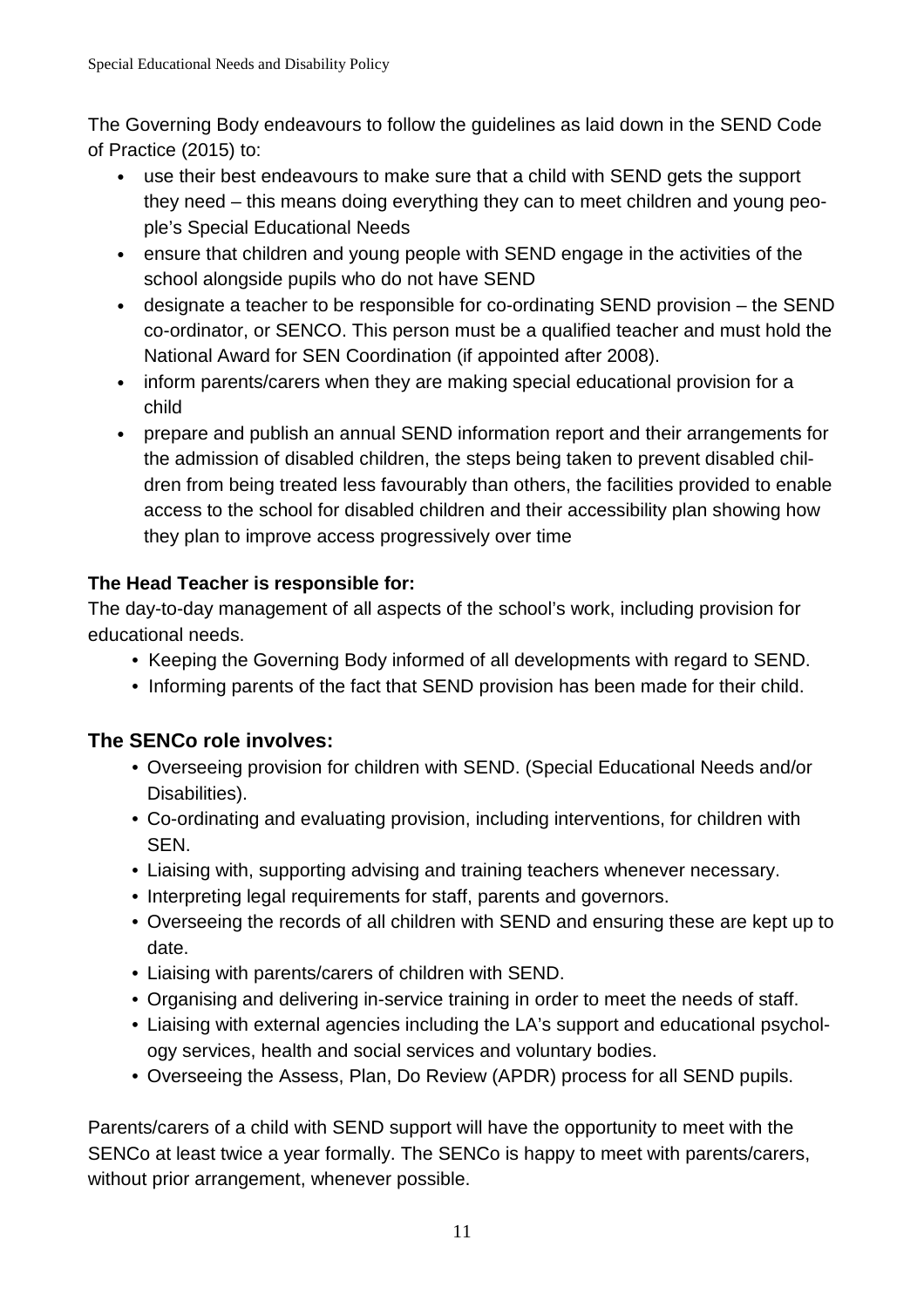The Governing Body endeavours to follow the guidelines as laid down in the SEND Code of Practice (2015) to:

- use their best endeavours to make sure that a child with SEND gets the support they need – this means doing everything they can to meet children and young people's Special Educational Needs
- ensure that children and young people with SEND engage in the activities of the school alongside pupils who do not have SEND
- designate a teacher to be responsible for co-ordinating SEND provision – the SEND co-ordinator, or SENCO. This person must be a qualified teacher and must hold the National Award for SEN Coordination (if appointed after 2008).
- inform parents/carers when they are making special educational provision for a child
- prepare and publish an annual SEND information report and their arrangements for the admission of disabled children, the steps being taken to prevent disabled children from being treated less favourably than others, the facilities provided to enable access to the school for disabled children and their accessibility plan showing how they plan to improve access progressively over time

**The Head Teacher is responsible for:**

The day-to-day management of all aspects of the school's work, including provision for educational needs.

- Keeping the Governing Body informed of all developments with regard to SEND.
- Informing parents of the fact that SEND provision has been made for their child.

## The SENCo role involves:

- Overseeing provision for children with SEND. (Special Educational Needs and/or Disabilities).
- Co-ordinating and evaluating provision, including interventions, for children with SEN.
- Liaising with, supporting advising and training teachers whenever necessary.
- Interpreting legal requirements for staff, parents and governors.
- Overseeing the records of all children with SEND and ensuring these are kept up to date.
- Liaising with parents/carers of children with SEND.
- Organising and delivering in-service training in order to meet the needs of staff.
- Liaising with external agencies including the LA's support and educational psychology services, health and social services and voluntary bodies.
- Overseeing the Assess, Plan, Do Review (APDR) process for all SEND pupils.

Parents/carers of a child with SEND support will have the opportunity to meet with the SENCo at least twice a year formally. The SENCo is happy to meet with parents/carers, without prior arrangement, whenever possible.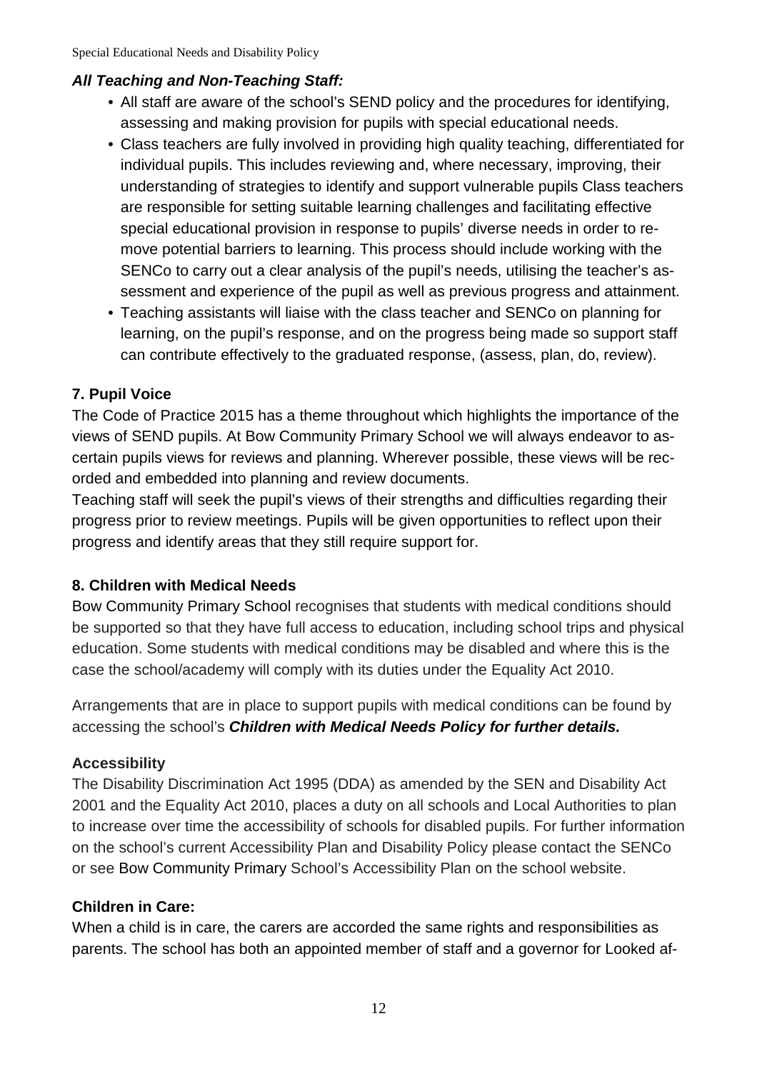### ***All Teaching and Non-Teaching Staff:***

- All staff are aware of the school's SEND policy and the procedures for identifying, assessing and making provision for pupils with special educational needs.
- Class teachers are fully involved in providing high quality teaching, differentiated for individual pupils. This includes reviewing and, where necessary, improving, their understanding of strategies to identify and support vulnerable pupils Class teachers are responsible for setting suitable learning challenges and facilitating effective special educational provision in response to pupils' diverse needs in order to remove potential barriers to learning. This process should include working with the SENCo to carry out a clear analysis of the pupil's needs, utilising the teacher's assessment and experience of the pupil as well as previous progress and attainment.
- Teaching assistants will liaise with the class teacher and SENCo on planning for learning, on the pupil's response, and on the progress being made so support staff can contribute effectively to the graduated response, (assess, plan, do, review).

## 7. Pupil Voice

The Code of Practice 2015 has a theme throughout which highlights the importance of the views of SEND pupils. At Bow Community Primary School we will always endeavor to ascertain pupils views for reviews and planning. Wherever possible, these views will be recorded and embedded into planning and review documents.

Teaching staff will seek the pupil's views of their strengths and difficulties regarding their progress prior to review meetings. Pupils will be given opportunities to reflect upon their progress and identify areas that they still require support for.

## 8. Children with Medical Needs

Bow Community Primary School recognises that students with medical conditions should be supported so that they have full access to education, including school trips and physical education. Some students with medical conditions may be disabled and where this is the case the school/academy will comply with its duties under the Equality Act 2010.

Arrangements that are in place to support pupils with medical conditions can be found by accessing the school's ***Children with Medical Needs Policy for further details.***

### Accessibility

The Disability Discrimination Act 1995 (DDA) as amended by the SEN and Disability Act 2001 and the Equality Act 2010, places a duty on all schools and Local Authorities to plan to increase over time the accessibility of schools for disabled pupils. For further information on the school's current Accessibility Plan and Disability Policy please contact the SENCo or see Bow Community Primary School's Accessibility Plan on the school website.

### Children in Care:

When a child is in care, the carers are accorded the same rights and responsibilities as parents. The school has both an appointed member of staff and a governor for Looked af-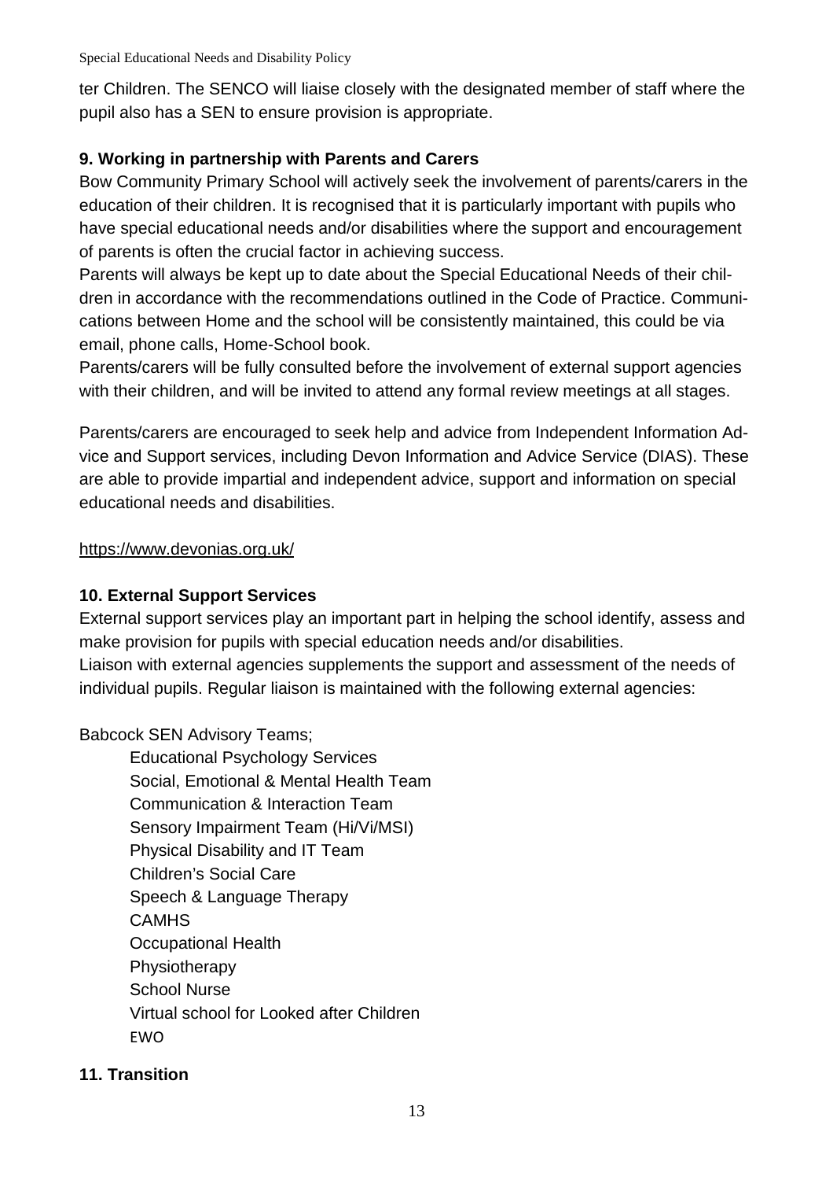ter Children. The SENCO will liaise closely with the designated member of staff where the pupil also has a SEN to ensure provision is appropriate.

## 9. Working in partnership with Parents and Carers

Bow Community Primary School will actively seek the involvement of parents/carers in the education of their children. It is recognised that it is particularly important with pupils who have special educational needs and/or disabilities where the support and encouragement of parents is often the crucial factor in achieving success.

Parents will always be kept up to date about the Special Educational Needs of their children in accordance with the recommendations outlined in the Code of Practice. Communications between Home and the school will be consistently maintained, this could be via email, phone calls, Home-School book.

Parents/carers will be fully consulted before the involvement of external support agencies with their children, and will be invited to attend any formal review meetings at all stages.

Parents/carers are encouraged to seek help and advice from Independent Information Advice and Support services, including Devon Information and Advice Service (DIAS). These are able to provide impartial and independent advice, support and information on special educational needs and disabilities.

https://www.devonias.org.uk/

## 10. External Support Services

External support services play an important part in helping the school identify, assess and make provision for pupils with special education needs and/or disabilities.

Liaison with external agencies supplements the support and assessment of the needs of individual pupils. Regular liaison is maintained with the following external agencies:

Babcock SEN Advisory Teams;

- Educational Psychology Services
- Social, Emotional & Mental Health Team
- Communication & Interaction Team
- Sensory Impairment Team (Hi/Vi/MSI)
- Physical Disability and IT Team
- Children's Social Care
- Speech & Language Therapy
- CAMHS
- Occupational Health
- Physiotherapy
- School Nurse
- Virtual school for Looked after Children
- EWO

## 11. Transition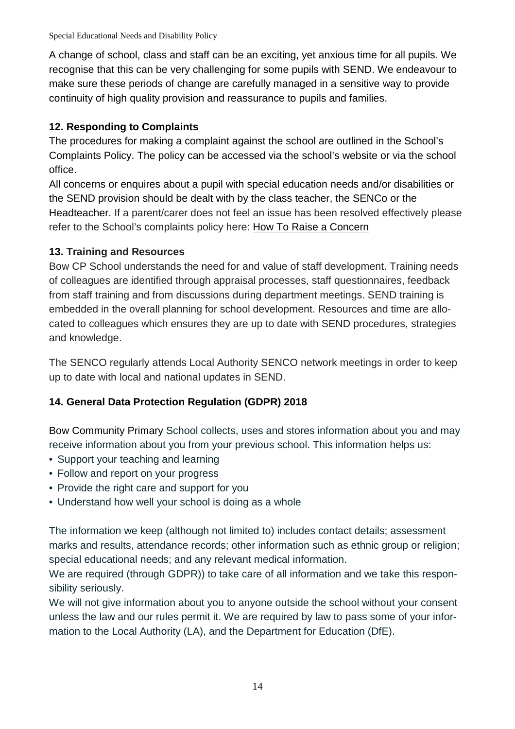A change of school, class and staff can be an exciting, yet anxious time for all pupils. We recognise that this can be very challenging for some pupils with SEND. We endeavour to make sure these periods of change are carefully managed in a sensitive way to provide continuity of high quality provision and reassurance to pupils and families.

### 12. Responding to Complaints

The procedures for making a complaint against the school are outlined in the School's Complaints Policy. The policy can be accessed via the school's website or via the school office.

All concerns or enquires about a pupil with special education needs and/or disabilities or the SEND provision should be dealt with by the class teacher, the SENCo or the Headteacher. If a parent/carer does not feel an issue has been resolved effectively please refer to the School's complaints policy here: How To Raise a Concern

### 13. Training and Resources

Bow CP School understands the need for and value of staff development. Training needs of colleagues are identified through appraisal processes, staff questionnaires, feedback from staff training and from discussions during department meetings. SEND training is embedded in the overall planning for school development. Resources and time are allocated to colleagues which ensures they are up to date with SEND procedures, strategies and knowledge.

The SENCO regularly attends Local Authority SENCO network meetings in order to keep up to date with local and national updates in SEND.

### 14. General Data Protection Regulation (GDPR) 2018

Bow Community Primary School collects, uses and stores information about you and may receive information about you from your previous school. This information helps us:

- Support your teaching and learning
- Follow and report on your progress
- Provide the right care and support for you
- Understand how well your school is doing as a whole

The information we keep (although not limited to) includes contact details; assessment marks and results, attendance records; other information such as ethnic group or religion; special educational needs; and any relevant medical information.

We are required (through GDPR)) to take care of all information and we take this responsibility seriously.

We will not give information about you to anyone outside the school without your consent unless the law and our rules permit it. We are required by law to pass some of your information to the Local Authority (LA), and the Department for Education (DfE).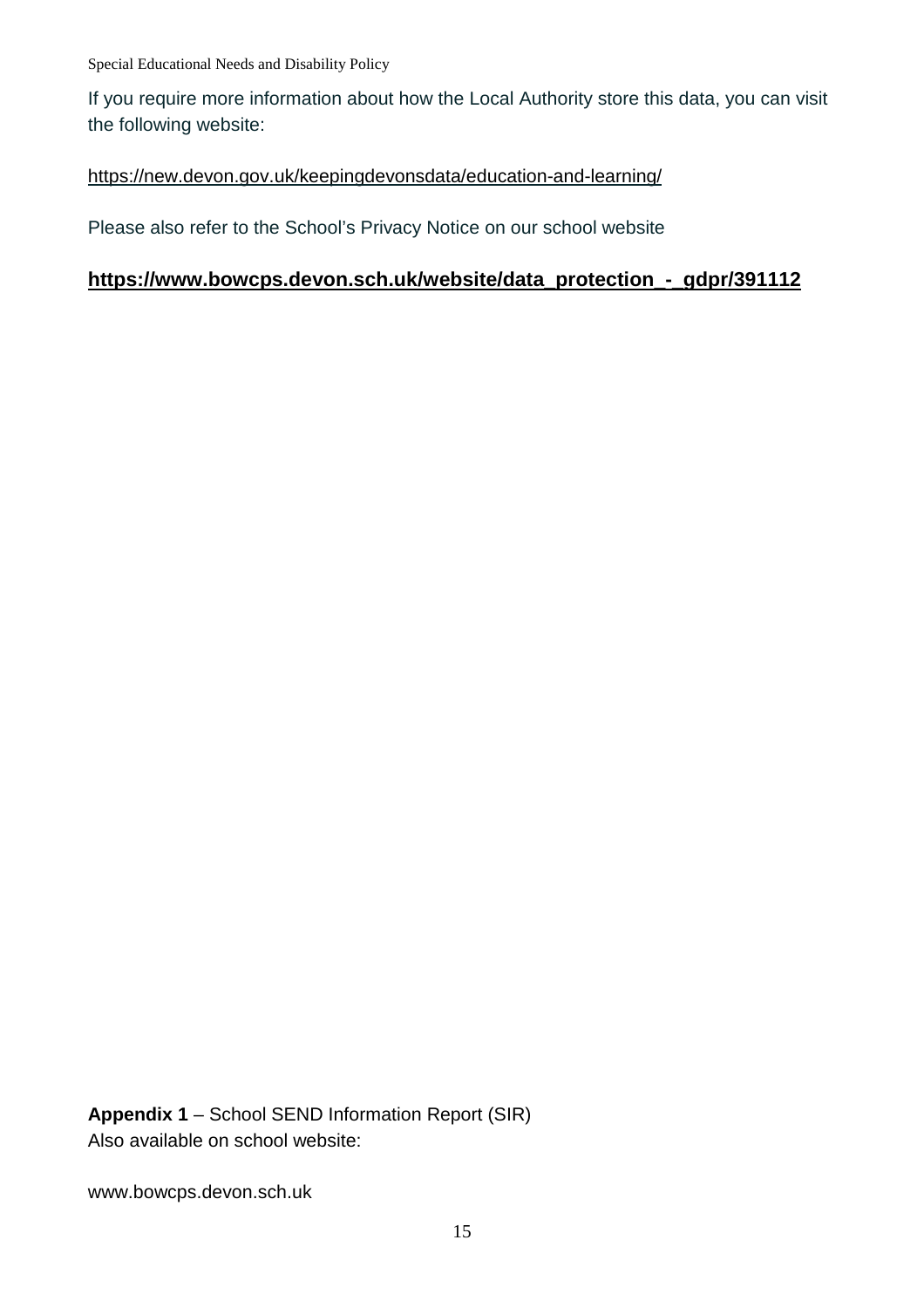If you require more information about how the Local Authority store this data, you can visit the following website:

https://new.devon.gov.uk/keepingdevonsdata/education-and-learning/

Please also refer to the School's Privacy Notice on our school website

**https://www.bowcps.devon.sch.uk/website/data_protection_-_gdpr/391112**

**Appendix 1** – School SEND Information Report (SIR)
Also available on school website:

www.bowcps.devon.sch.uk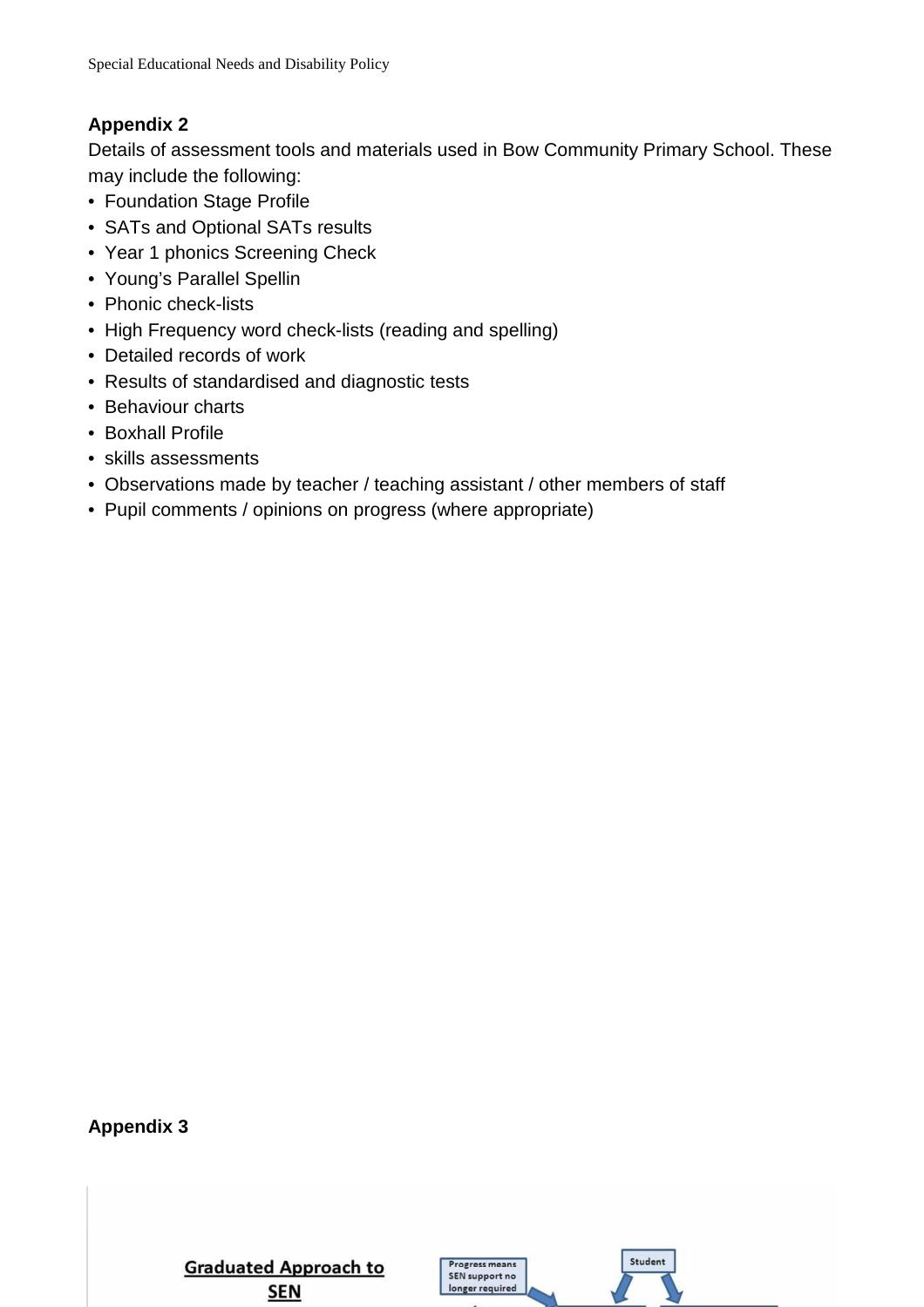## Appendix 2

Details of assessment tools and materials used in Bow Community Primary School. These may include the following:

- Foundation Stage Profile
- SATs and Optional SATs results
- Year 1 phonics Screening Check
- Young's Parallel Spellin
- Phonic check-lists
- High Frequency word check-lists (reading and spelling)
- Detailed records of work
- Results of standardised and diagnostic tests
- Behaviour charts
- Boxhall Profile
- skills assessments
- Observations made by teacher / teaching assistant / other members of staff
- Pupil comments / opinions on progress (where appropriate)

## Appendix 3

**Graduated Approach to SEN**

Progress means SEN support no longer required

Student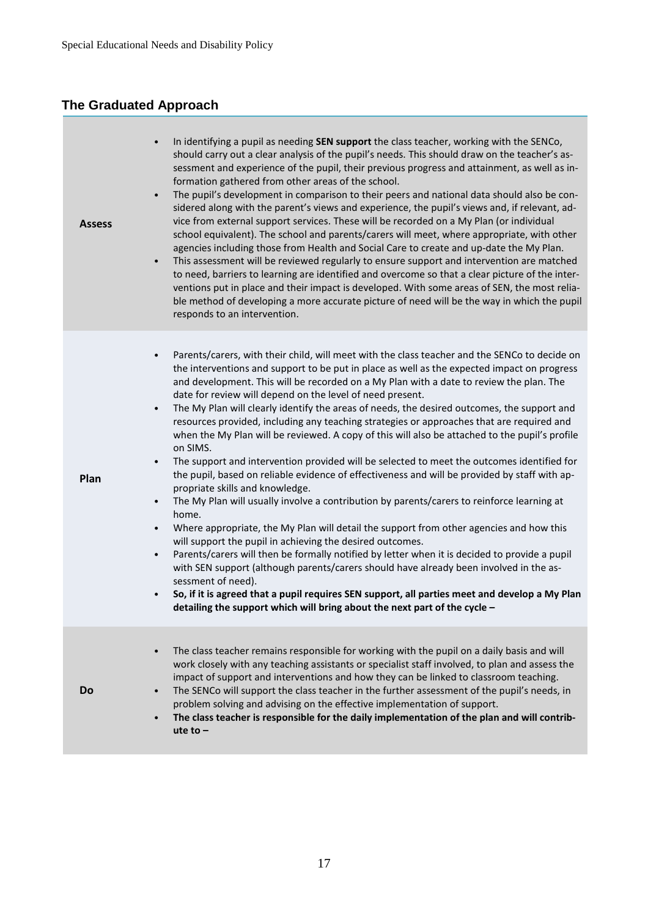## The Graduated Approach

| | |
|---|---|
| **Assess** | • In identifying a pupil as needing **SEN support** the class teacher, working with the SENCo, should carry out a clear analysis of the pupil's needs. This should draw on the teacher's assessment and experience of the pupil, their previous progress and attainment, as well as information gathered from other areas of the school.<br>• The pupil's development in comparison to their peers and national data should also be considered along with the parent's views and experience, the pupil's views and, if relevant, advice from external support services. These will be recorded on a My Plan (or individual school equivalent). The school and parents/carers will meet, where appropriate, with other agencies including those from Health and Social Care to create and up-date the My Plan.<br>• This assessment will be reviewed regularly to ensure support and intervention are matched to need, barriers to learning are identified and overcome so that a clear picture of the interventions put in place and their impact is developed. With some areas of SEN, the most reliable method of developing a more accurate picture of need will be the way in which the pupil responds to an intervention. |
| **Plan** | • Parents/carers, with their child, will meet with the class teacher and the SENCo to decide on the interventions and support to be put in place as well as the expected impact on progress and development. This will be recorded on a My Plan with a date to review the plan. The date for review will depend on the level of need present.<br>• The My Plan will clearly identify the areas of needs, the desired outcomes, the support and resources provided, including any teaching strategies or approaches that are required and when the My Plan will be reviewed. A copy of this will also be attached to the pupil's profile on SIMS.<br>• The support and intervention provided will be selected to meet the outcomes identified for the pupil, based on reliable evidence of effectiveness and will be provided by staff with appropriate skills and knowledge.<br>• The My Plan will usually involve a contribution by parents/carers to reinforce learning at home.<br>• Where appropriate, the My Plan will detail the support from other agencies and how this will support the pupil in achieving the desired outcomes.<br>• Parents/carers will then be formally notified by letter when it is decided to provide a pupil with SEN support (although parents/carers should have already been involved in the assessment of need).<br>• **So, if it is agreed that a pupil requires SEN support, all parties meet and develop a My Plan detailing the support which will bring about the next part of the cycle –** |
| **Do** | • The class teacher remains responsible for working with the pupil on a daily basis and will work closely with any teaching assistants or specialist staff involved, to plan and assess the impact of support and interventions and how they can be linked to classroom teaching.<br>• The SENCo will support the class teacher in the further assessment of the pupil's needs, in problem solving and advising on the effective implementation of support.<br>• **The class teacher is responsible for the daily implementation of the plan and will contribute to –** |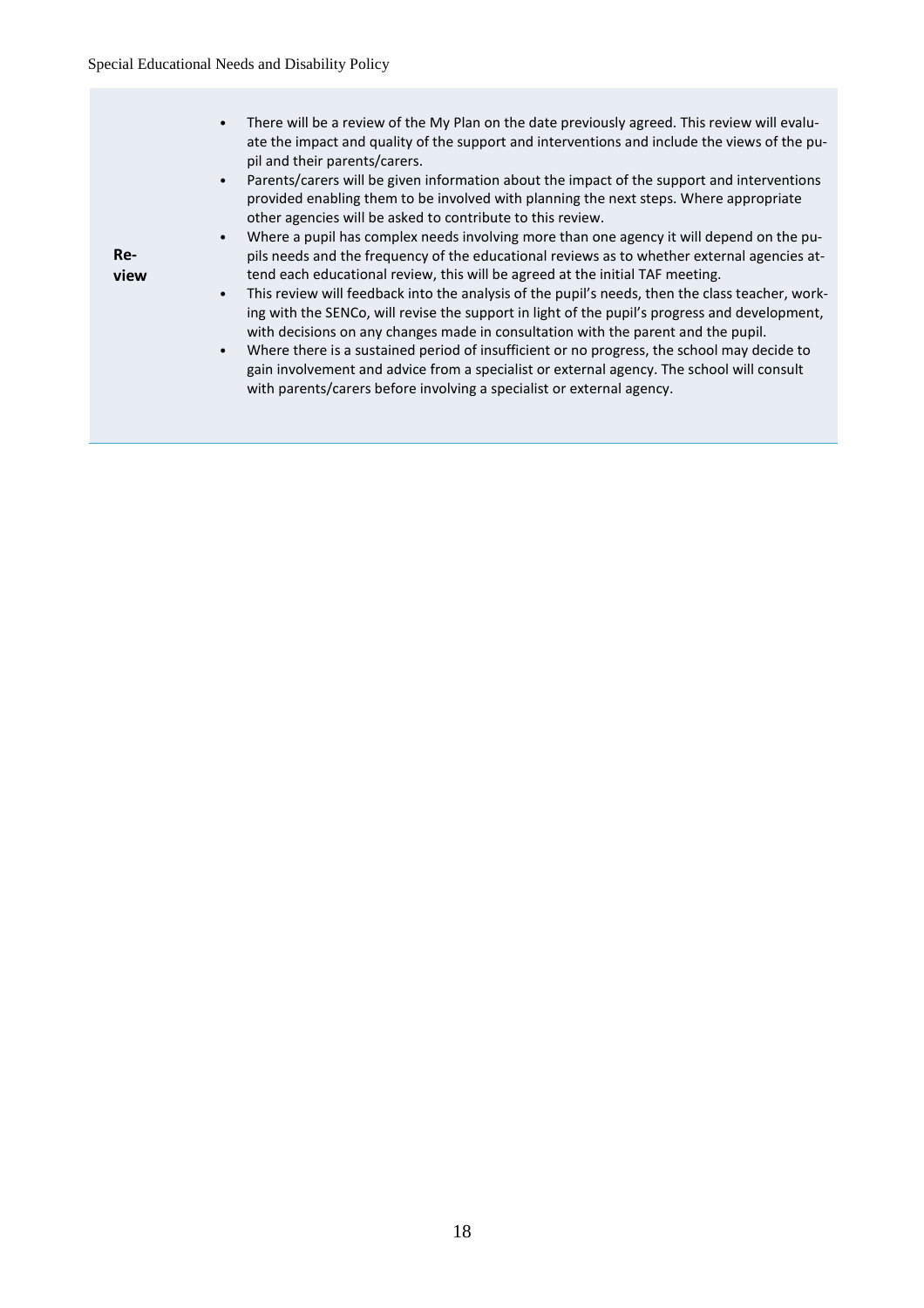| | |
|---|---|
| **Review** | • There will be a review of the My Plan on the date previously agreed. This review will evaluate the impact and quality of the support and interventions and include the views of the pupil and their parents/carers.<br>• Parents/carers will be given information about the impact of the support and interventions provided enabling them to be involved with planning the next steps. Where appropriate other agencies will be asked to contribute to this review.<br>• Where a pupil has complex needs involving more than one agency it will depend on the pupils needs and the frequency of the educational reviews as to whether external agencies attend each educational review, this will be agreed at the initial TAF meeting.<br>• This review will feedback into the analysis of the pupil's needs, then the class teacher, working with the SENCo, will revise the support in light of the pupil's progress and development, with decisions on any changes made in consultation with the parent and the pupil.<br>• Where there is a sustained period of insufficient or no progress, the school may decide to gain involvement and advice from a specialist or external agency. The school will consult with parents/carers before involving a specialist or external agency. |